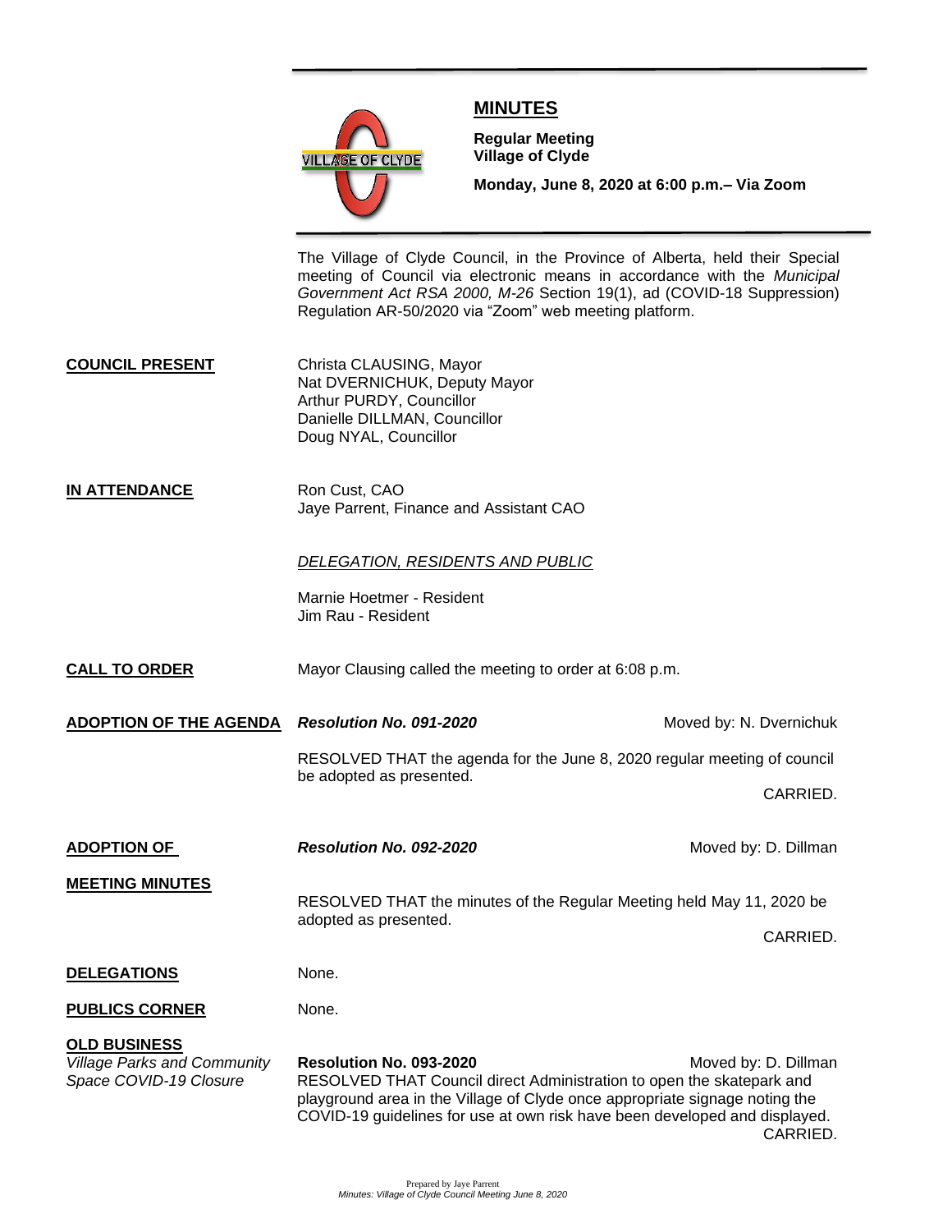# MINUTES

**Regular Meeting**
**Village of Clyde**

**Monday, June 8, 2020 at 6:00 p.m.– Via Zoom**

The Village of Clyde Council, in the Province of Alberta, held their Special meeting of Council via electronic means in accordance with the *Municipal Government Act RSA 2000, M-26* Section 19(1), ad (COVID-18 Suppression) Regulation AR-50/2020 via "Zoom" web meeting platform.

**COUNCIL PRESENT**

Christa CLAUSING, Mayor
Nat DVERNICHUK, Deputy Mayor
Arthur PURDY, Councillor
Danielle DILLMAN, Councillor
Doug NYAL, Councillor

**IN ATTENDANCE**

Ron Cust, CAO
Jaye Parrent, Finance and Assistant CAO

*DELEGATION, RESIDENTS AND PUBLIC*

Marnie Hoetmer - Resident
Jim Rau - Resident

**CALL TO ORDER**

Mayor Clausing called the meeting to order at 6:08 p.m.

**ADOPTION OF THE AGENDA**

***Resolution No. 091-2020*** Moved by: N. Dvernichuk

RESOLVED THAT the agenda for the June 8, 2020 regular meeting of council be adopted as presented.

CARRIED.

**ADOPTION OF MEETING MINUTES**

***Resolution No. 092-2020*** Moved by: D. Dillman

RESOLVED THAT the minutes of the Regular Meeting held May 11, 2020 be adopted as presented.

CARRIED.

**DELEGATIONS**

None.

**PUBLICS CORNER**

None.

**OLD BUSINESS**

*Village Parks and Community Space COVID-19 Closure*

**Resolution No. 093-2020** Moved by: D. Dillman

RESOLVED THAT Council direct Administration to open the skatepark and playground area in the Village of Clyde once appropriate signage noting the COVID-19 guidelines for use at own risk have been developed and displayed.

CARRIED.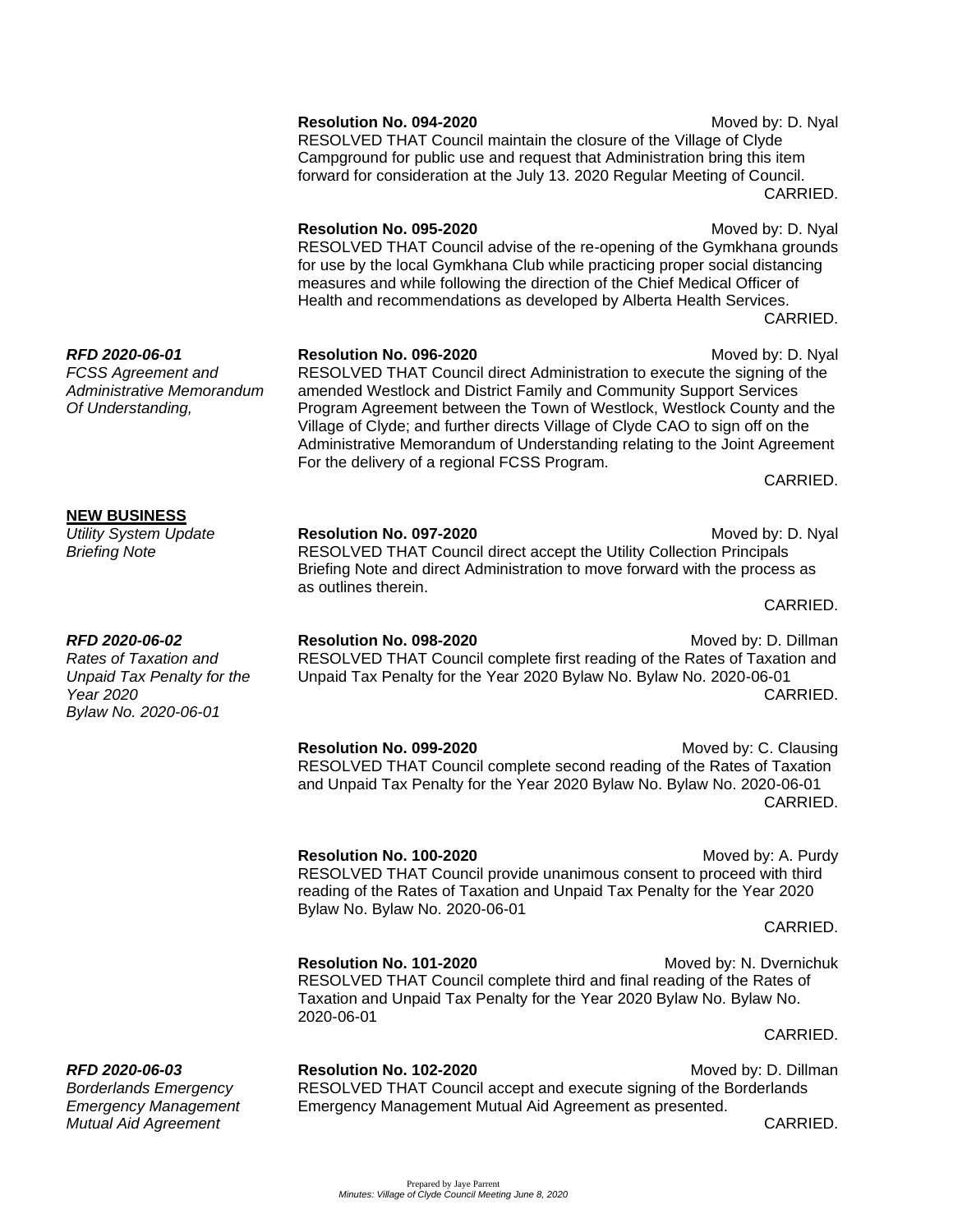**Resolution No. 094-2020** Moved by: D. Nyal

RESOLVED THAT Council maintain the closure of the Village of Clyde Campground for public use and request that Administration bring this item forward for consideration at the July 13. 2020 Regular Meeting of Council.

CARRIED.

**Resolution No. 095-2020** Moved by: D. Nyal

RESOLVED THAT Council advise of the re-opening of the Gymkhana grounds for use by the local Gymkhana Club while practicing proper social distancing measures and while following the direction of the Chief Medical Officer of Health and recommendations as developed by Alberta Health Services.

CARRIED.

***RFD 2020-06-01***
*FCSS Agreement and Administrative Memorandum Of Understanding,*

**Resolution No. 096-2020** Moved by: D. Nyal

RESOLVED THAT Council direct Administration to execute the signing of the amended Westlock and District Family and Community Support Services Program Agreement between the Town of Westlock, Westlock County and the Village of Clyde; and further directs Village of Clyde CAO to sign off on the Administrative Memorandum of Understanding relating to the Joint Agreement For the delivery of a regional FCSS Program.

CARRIED.

**NEW BUSINESS**

*Utility System Update Briefing Note*

**Resolution No. 097-2020** Moved by: D. Nyal

RESOLVED THAT Council direct accept the Utility Collection Principals Briefing Note and direct Administration to move forward with the process as as outlines therein.

CARRIED.

***RFD 2020-06-02***
*Rates of Taxation and Unpaid Tax Penalty for the Year 2020 Bylaw No. 2020-06-01*

**Resolution No. 098-2020** Moved by: D. Dillman

RESOLVED THAT Council complete first reading of the Rates of Taxation and Unpaid Tax Penalty for the Year 2020 Bylaw No. Bylaw No. 2020-06-01

CARRIED.

**Resolution No. 099-2020** Moved by: C. Clausing

RESOLVED THAT Council complete second reading of the Rates of Taxation and Unpaid Tax Penalty for the Year 2020 Bylaw No. Bylaw No. 2020-06-01

CARRIED.

**Resolution No. 100-2020** Moved by: A. Purdy

RESOLVED THAT Council provide unanimous consent to proceed with third reading of the Rates of Taxation and Unpaid Tax Penalty for the Year 2020 Bylaw No. Bylaw No. 2020-06-01

CARRIED.

**Resolution No. 101-2020** Moved by: N. Dvernichuk

RESOLVED THAT Council complete third and final reading of the Rates of Taxation and Unpaid Tax Penalty for the Year 2020 Bylaw No. Bylaw No. 2020-06-01

CARRIED.

***RFD 2020-06-03***
*Borderlands Emergency Emergency Management Mutual Aid Agreement*

**Resolution No. 102-2020** Moved by: D. Dillman

RESOLVED THAT Council accept and execute signing of the Borderlands Emergency Management Mutual Aid Agreement as presented.

CARRIED.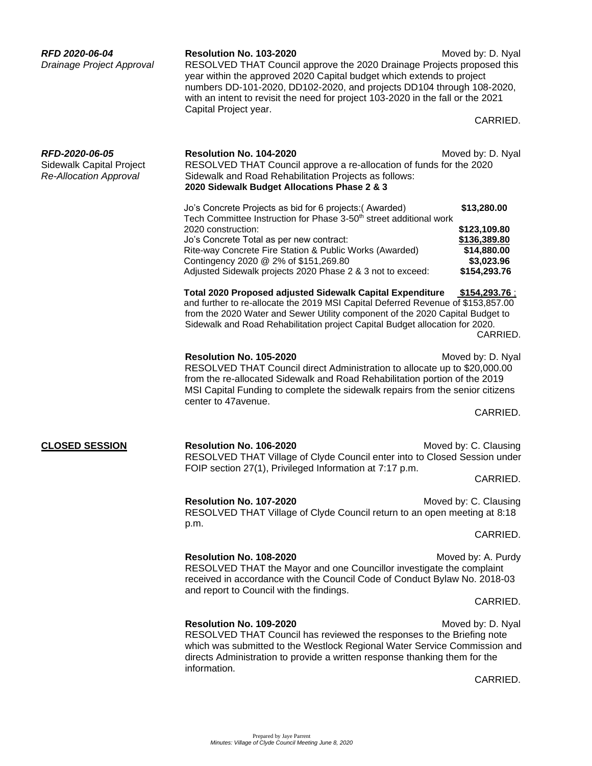***RFD 2020-06-04***
*Drainage Project Approval*

**Resolution No. 103-2020** Moved by: D. Nyal

RESOLVED THAT Council approve the 2020 Drainage Projects proposed this year within the approved 2020 Capital budget which extends to project numbers DD-101-2020, DD102-2020, and projects DD104 through 108-2020, with an intent to revisit the need for project 103-2020 in the fall or the 2021 Capital Project year.

CARRIED.

***RFD-2020-06-05***
Sidewalk Capital Project
*Re-Allocation Approval*

**Resolution No. 104-2020** Moved by: D. Nyal

RESOLVED THAT Council approve a re-allocation of funds for the 2020 Sidewalk and Road Rehabilitation Projects as follows:

**2020 Sidewalk Budget Allocations Phase 2 & 3**

| | |
|---|---|
| Jo's Concrete Projects as bid for 6 projects:( Awarded) | **$13,280.00** |
| Tech Committee Instruction for Phase 3-50th street additional work 2020 construction: | **$123,109.80** |
| Jo's Concrete Total as per new contract: | **<u>$136,389.80</u>** |
| Rite-way Concrete Fire Station & Public Works (Awarded) | **$14,880.00** |
| Contingency 2020 @ 2% of $151,269.80 | **$3,023.96** |
| Adjusted Sidewalk projects 2020 Phase 2 & 3 not to exceed: | **$154,293.76** |

**Total 2020 Proposed adjusted Sidewalk Capital Expenditure <u>$154,293.76</u>** ; and further to re-allocate the 2019 MSI Capital Deferred Revenue of $153,857.00 from the 2020 Water and Sewer Utility component of the 2020 Capital Budget to Sidewalk and Road Rehabilitation project Capital Budget allocation for 2020.

CARRIED.

**Resolution No. 105-2020** Moved by: D. Nyal

RESOLVED THAT Council direct Administration to allocate up to $20,000.00 from the re-allocated Sidewalk and Road Rehabilitation portion of the 2019 MSI Capital Funding to complete the sidewalk repairs from the senior citizens center to 47avenue.

CARRIED.

**<u>CLOSED SESSION</u>**

**Resolution No. 106-2020** Moved by: C. Clausing

RESOLVED THAT Village of Clyde Council enter into to Closed Session under FOIP section 27(1), Privileged Information at 7:17 p.m.

CARRIED.

**Resolution No. 107-2020** Moved by: C. Clausing

RESOLVED THAT Village of Clyde Council return to an open meeting at 8:18 p.m.

CARRIED.

**Resolution No. 108-2020** Moved by: A. Purdy

RESOLVED THAT the Mayor and one Councillor investigate the complaint received in accordance with the Council Code of Conduct Bylaw No. 2018-03 and report to Council with the findings.

CARRIED.

**Resolution No. 109-2020** Moved by: D. Nyal

RESOLVED THAT Council has reviewed the responses to the Briefing note which was submitted to the Westlock Regional Water Service Commission and directs Administration to provide a written response thanking them for the information.

CARRIED.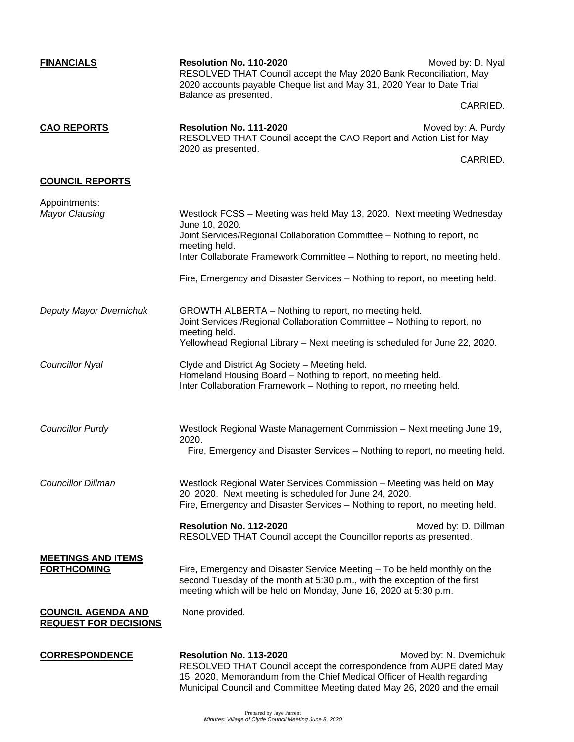**FINANCIALS**

**Resolution No. 110-2020** Moved by: D. Nyal

RESOLVED THAT Council accept the May 2020 Bank Reconciliation, May 2020 accounts payable Cheque list and May 31, 2020 Year to Date Trial Balance as presented.

CARRIED.

**CAO REPORTS**

**Resolution No. 111-2020** Moved by: A. Purdy

RESOLVED THAT Council accept the CAO Report and Action List for May 2020 as presented.

CARRIED.

**COUNCIL REPORTS**

Appointments:

*Mayor Clausing*

Westlock FCSS – Meeting was held May 13, 2020. Next meeting Wednesday June 10, 2020.
Joint Services/Regional Collaboration Committee – Nothing to report, no meeting held.
Inter Collaborate Framework Committee – Nothing to report, no meeting held.

Fire, Emergency and Disaster Services – Nothing to report, no meeting held.

*Deputy Mayor Dvernichuk*

GROWTH ALBERTA – Nothing to report, no meeting held.
Joint Services /Regional Collaboration Committee – Nothing to report, no meeting held.
Yellowhead Regional Library – Next meeting is scheduled for June 22, 2020.

*Councillor Nyal*

Clyde and District Ag Society – Meeting held.
Homeland Housing Board – Nothing to report, no meeting held.
Inter Collaboration Framework – Nothing to report, no meeting held.

*Councillor Purdy*

Westlock Regional Waste Management Commission – Next meeting June 19, 2020.
Fire, Emergency and Disaster Services – Nothing to report, no meeting held.

*Councillor Dillman*

Westlock Regional Water Services Commission – Meeting was held on May 20, 2020. Next meeting is scheduled for June 24, 2020.
Fire, Emergency and Disaster Services – Nothing to report, no meeting held.

**Resolution No. 112-2020** Moved by: D. Dillman

RESOLVED THAT Council accept the Councillor reports as presented.

**MEETINGS AND ITEMS FORTHCOMING**

Fire, Emergency and Disaster Service Meeting – To be held monthly on the second Tuesday of the month at 5:30 p.m., with the exception of the first meeting which will be held on Monday, June 16, 2020 at 5:30 p.m.

**COUNCIL AGENDA AND REQUEST FOR DECISIONS**

None provided.

**CORRESPONDENCE**

**Resolution No. 113-2020** Moved by: N. Dvernichuk

RESOLVED THAT Council accept the correspondence from AUPE dated May 15, 2020, Memorandum from the Chief Medical Officer of Health regarding Municipal Council and Committee Meeting dated May 26, 2020 and the email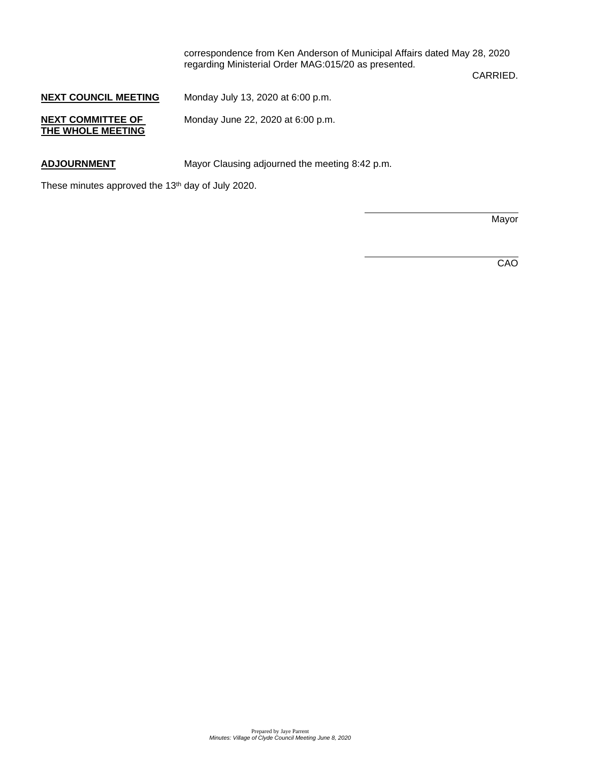correspondence from Ken Anderson of Municipal Affairs dated May 28, 2020 regarding Ministerial Order MAG:015/20 as presented.

CARRIED.

**NEXT COUNCIL MEETING** Monday July 13, 2020 at 6:00 p.m.

**NEXT COMMITTEE OF THE WHOLE MEETING** Monday June 22, 2020 at 6:00 p.m.

**ADJOURNMENT** Mayor Clausing adjourned the meeting 8:42 p.m.

These minutes approved the 13th day of July 2020.

______________________________
Mayor

______________________________
CAO